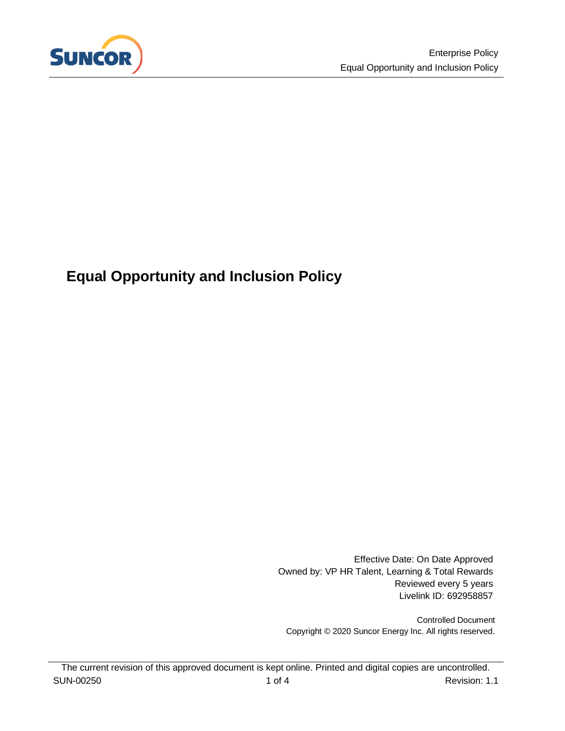# Equal Opportunity and Inclusion Policy

Effective Date: On Date Approved
Owned by: VP HR Talent, Learning & Total Rewards
Reviewed every 5 years
Livelink ID: 692958857

Controlled Document
Copyright © 2020 Suncor Energy Inc. All rights reserved.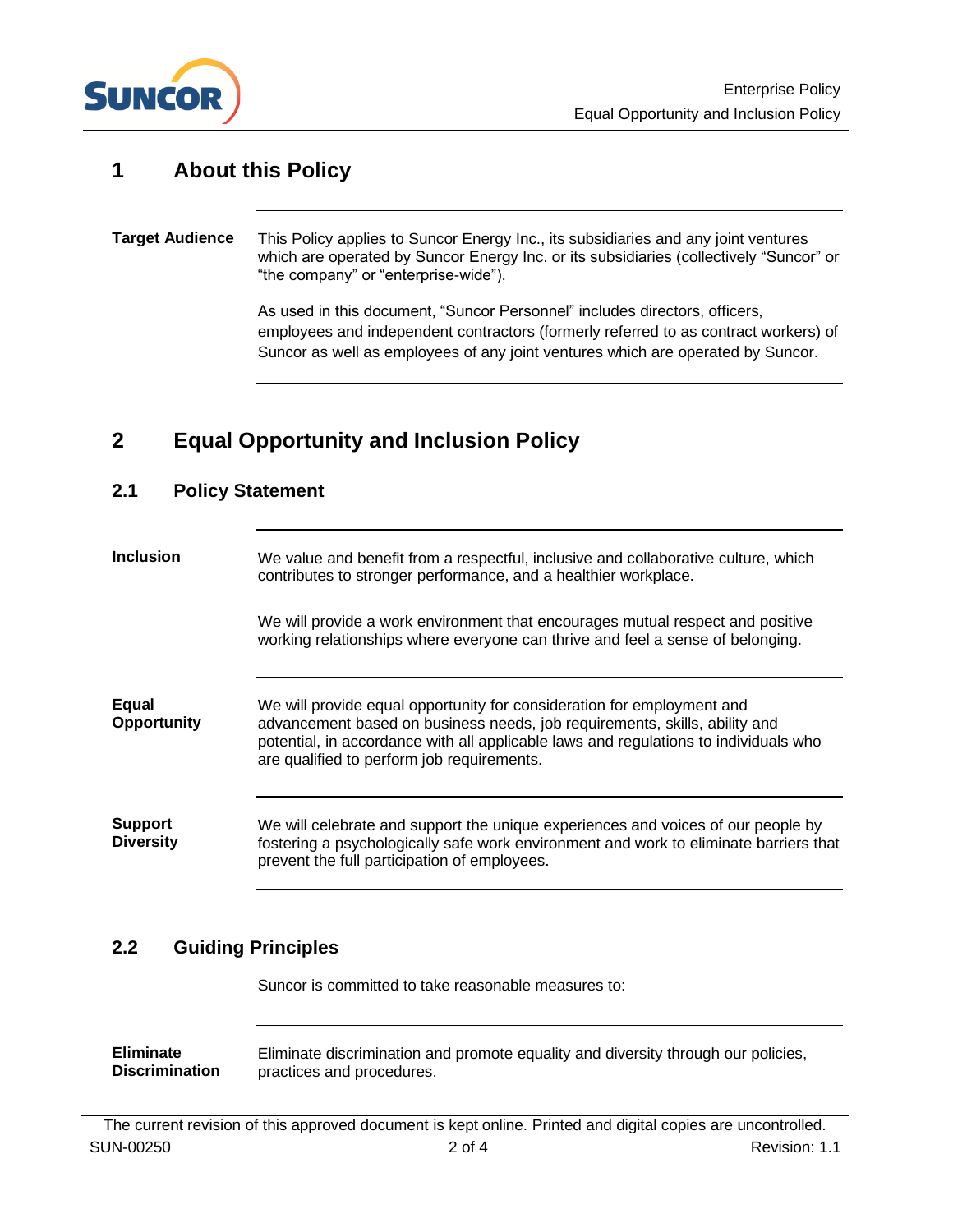# 1 About this Policy

**Target Audience**

This Policy applies to Suncor Energy Inc., its subsidiaries and any joint ventures which are operated by Suncor Energy Inc. or its subsidiaries (collectively "Suncor" or "the company" or "enterprise-wide").

As used in this document, "Suncor Personnel" includes directors, officers, employees and independent contractors (formerly referred to as contract workers) of Suncor as well as employees of any joint ventures which are operated by Suncor.

# 2 Equal Opportunity and Inclusion Policy

## 2.1 Policy Statement

**Inclusion**

We value and benefit from a respectful, inclusive and collaborative culture, which contributes to stronger performance, and a healthier workplace.

We will provide a work environment that encourages mutual respect and positive working relationships where everyone can thrive and feel a sense of belonging.

**Equal Opportunity**

We will provide equal opportunity for consideration for employment and advancement based on business needs, job requirements, skills, ability and potential, in accordance with all applicable laws and regulations to individuals who are qualified to perform job requirements.

**Support Diversity**

We will celebrate and support the unique experiences and voices of our people by fostering a psychologically safe work environment and work to eliminate barriers that prevent the full participation of employees.

## 2.2 Guiding Principles

Suncor is committed to take reasonable measures to:

**Eliminate Discrimination**

Eliminate discrimination and promote equality and diversity through our policies, practices and procedures.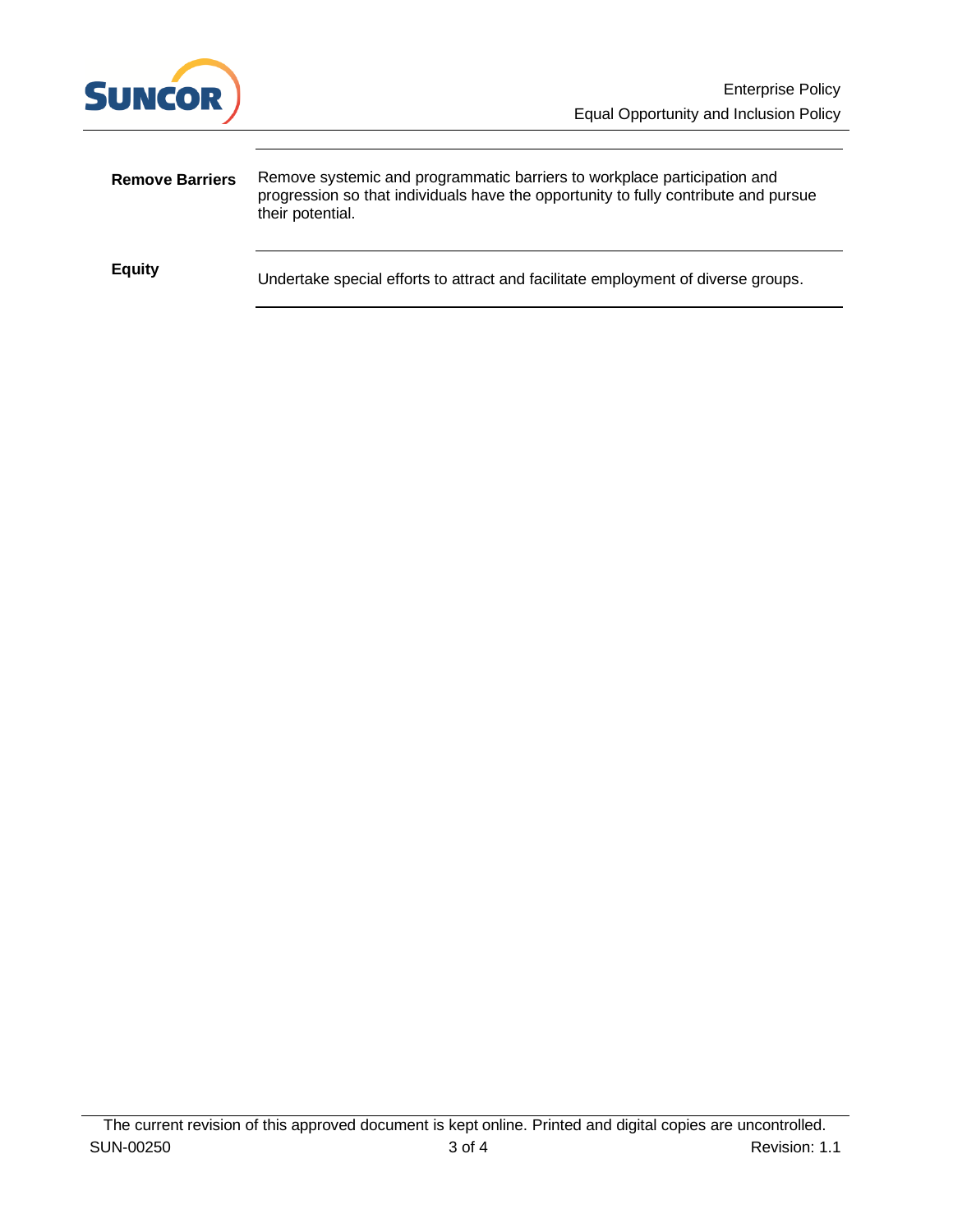| | |
|---|---|
| **Remove Barriers** | Remove systemic and programmatic barriers to workplace participation and progression so that individuals have the opportunity to fully contribute and pursue their potential. |
| **Equity** | Undertake special efforts to attract and facilitate employment of diverse groups. |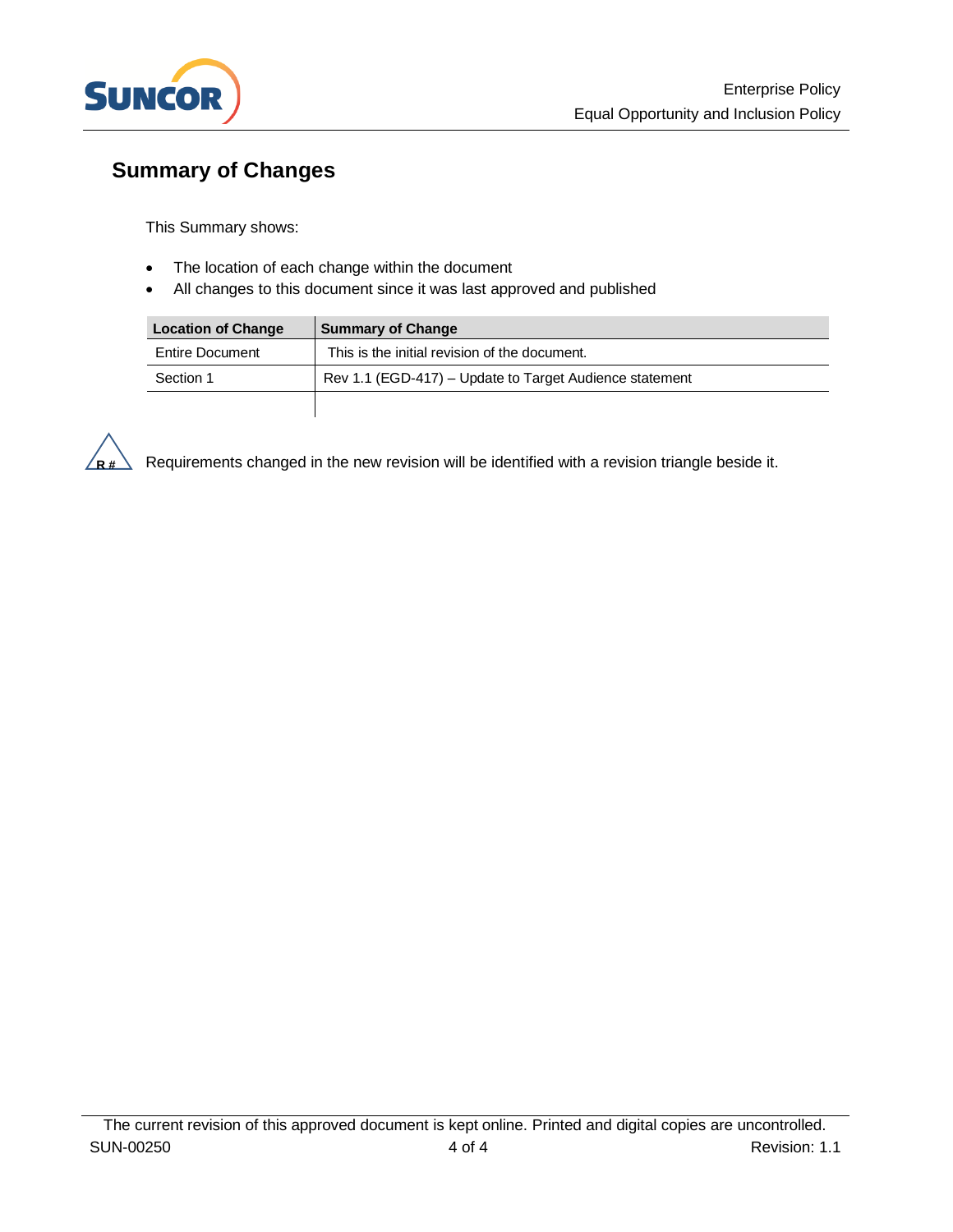## Summary of Changes

This Summary shows:

- The location of each change within the document
- All changes to this document since it was last approved and published

| Location of Change | Summary of Change |
|---|---|
| Entire Document | This is the initial revision of the document. |
| Section 1 | Rev 1.1 (EGD-417) – Update to Target Audience statement |
| | |

R # Requirements changed in the new revision will be identified with a revision triangle beside it.